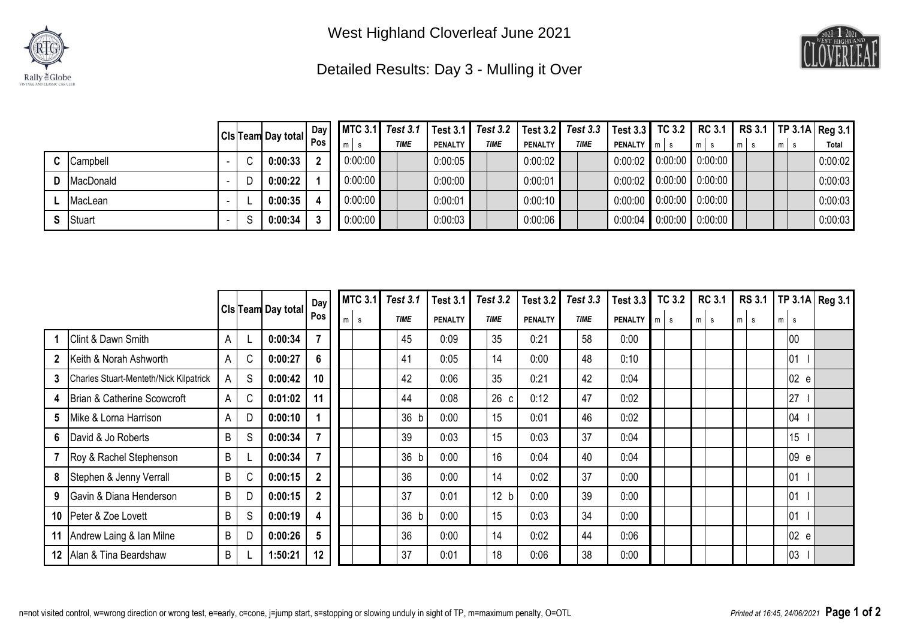# West Highland Cloverleaf June 2021

## Detailed Results: Day 3 - Mulling it Over

| | | Cls | Team | Day total | Day Pos | MTC 3.1 (m s) | Test 3.1 TIME | Test 3.1 PENALTY | Test 3.2 TIME | Test 3.2 PENALTY | Test 3.3 TIME | Test 3.3 PENALTY | TC 3.2 (m s) | RC 3.1 (m s) | RS 3.1 (m s) | TP 3.1A (m s) | Reg 3.1 Total |
|---|---|---|---|---|---|---|---|---|---|---|---|---|---|---|---|---|---|
| C | Campbell | - | C | 0:00:33 | 2 | 0:00:00 | | 0:00:05 | | 0:00:02 | | 0:00:02 | 0:00:00 | 0:00:00 | | | 0:00:02 |
| D | MacDonald | - | D | 0:00:22 | 1 | 0:00:00 | | 0:00:00 | | 0:00:01 | | 0:00:02 | 0:00:00 | 0:00:00 | | | 0:00:03 |
| L | MacLean | - | L | 0:00:35 | 4 | 0:00:00 | | 0:00:01 | | 0:00:10 | | 0:00:00 | 0:00:00 | 0:00:00 | | | 0:00:03 |
| S | Stuart | - | S | 0:00:34 | 3 | 0:00:00 | | 0:00:03 | | 0:00:06 | | 0:00:04 | 0:00:00 | 0:00:00 | | | 0:00:03 |

| | | Cls | Team | Day total | Day Pos | MTC 3.1 (m s) | Test 3.1 TIME | Test 3.1 PENALTY | Test 3.2 TIME | Test 3.2 PENALTY | Test 3.3 TIME | Test 3.3 PENALTY | TC 3.2 (m s) | RC 3.1 (m s) | RS 3.1 (m s) | TP 3.1A (m s) | Reg 3.1 |
|---|---|---|---|---|---|---|---|---|---|---|---|---|---|---|---|---|---|
| 1 | Clint & Dawn Smith | A | L | 0:00:34 | 7 | | 45 | 0:09 | 35 | 0:21 | 58 | 0:00 | | | | 00 | |
| 2 | Keith & Norah Ashworth | A | C | 0:00:27 | 6 | | 41 | 0:05 | 14 | 0:00 | 48 | 0:10 | | | | 01 l | |
| 3 | Charles Stuart-Menteth/Nick Kilpatrick | A | S | 0:00:42 | 10 | | 42 | 0:06 | 35 | 0:21 | 42 | 0:04 | | | | 02 e | |
| 4 | Brian & Catherine Scowcroft | A | C | 0:01:02 | 11 | | 44 | 0:08 | 26 c | 0:12 | 47 | 0:02 | | | | 27 l | |
| 5 | Mike & Lorna Harrison | A | D | 0:00:10 | 1 | | 36 b | 0:00 | 15 | 0:01 | 46 | 0:02 | | | | 04 l | |
| 6 | David & Jo Roberts | B | S | 0:00:34 | 7 | | 39 | 0:03 | 15 | 0:03 | 37 | 0:04 | | | | 15 l | |
| 7 | Roy & Rachel Stephenson | B | L | 0:00:34 | 7 | | 36 b | 0:00 | 16 | 0:04 | 40 | 0:04 | | | | 09 e | |
| 8 | Stephen & Jenny Verrall | B | C | 0:00:15 | 2 | | 36 | 0:00 | 14 | 0:02 | 37 | 0:00 | | | | 01 l | |
| 9 | Gavin & Diana Henderson | B | D | 0:00:15 | 2 | | 37 | 0:01 | 12 b | 0:00 | 39 | 0:00 | | | | 01 l | |
| 10 | Peter & Zoe Lovett | B | S | 0:00:19 | 4 | | 36 b | 0:00 | 15 | 0:03 | 34 | 0:00 | | | | 01 l | |
| 11 | Andrew Laing & Ian Milne | B | D | 0:00:26 | 5 | | 36 | 0:00 | 14 | 0:02 | 44 | 0:06 | | | | 02 e | |
| 12 | Alan & Tina Beardshaw | B | L | 1:50:21 | 12 | | 37 | 0:01 | 18 | 0:06 | 38 | 0:00 | | | | 03 l | |

n=not visited control, w=wrong direction or wrong test, e=early, c=cone, j=jump start, s=stopping or slowing unduly in sight of TP, m=maximum penalty, O=OTL

*Printed at 16:45, 24/06/2021*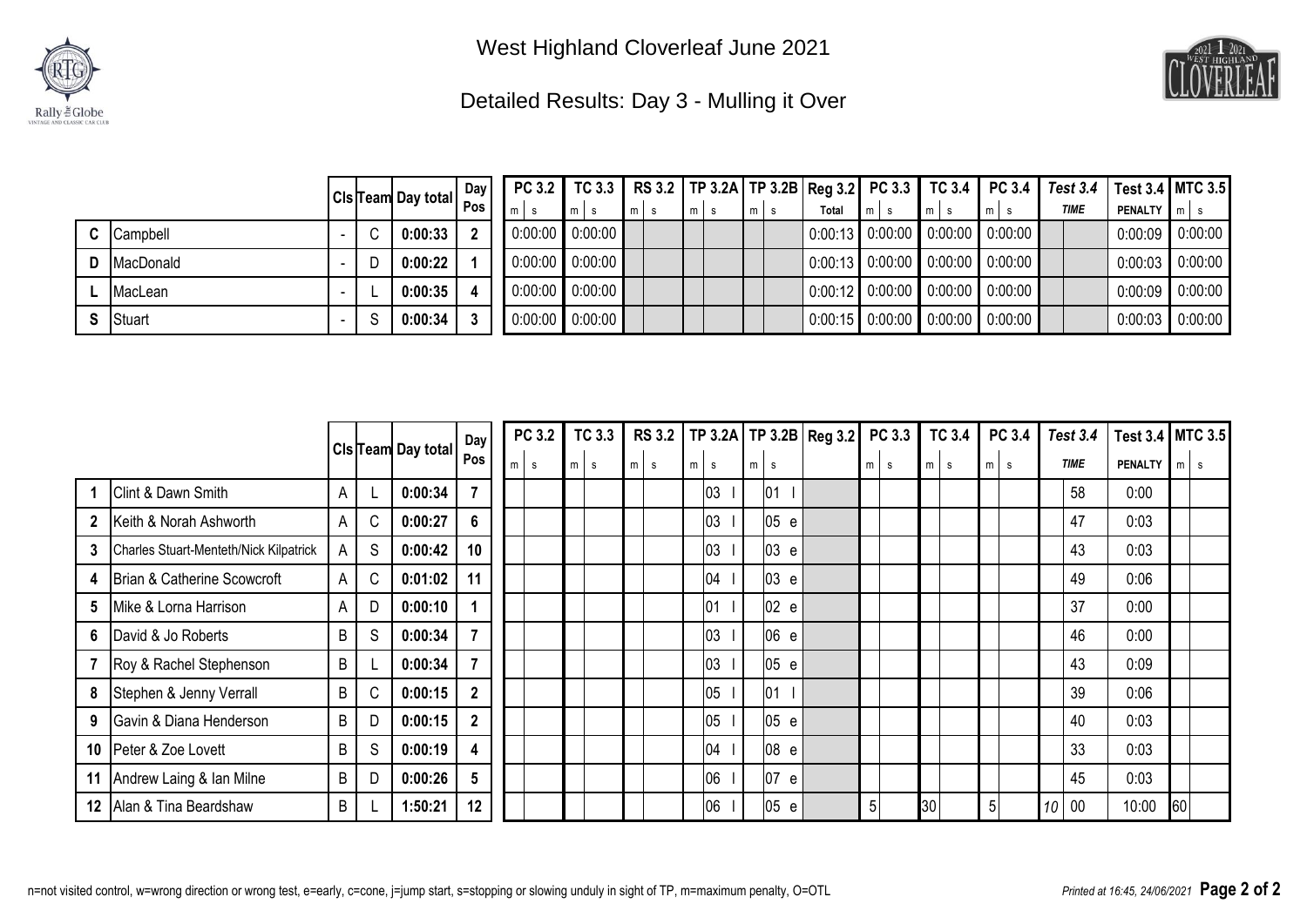# West Highland Cloverleaf June 2021

## Detailed Results: Day 3 - Mulling it Over

| | | Cls | Team | Day total | Day Pos | PC 3.2 | TC 3.3 | RS 3.2 | TP 3.2A | TP 3.2B | Reg 3.2 Total | PC 3.3 | TC 3.4 | PC 3.4 | Test 3.4 TIME | Test 3.4 PENALTY | MTC 3.5 |
|---|---|---|---|---|---|---|---|---|---|---|---|---|---|---|---|---|---|
| C | Campbell | - | C | 0:00:33 | 2 | 0:00:00 | 0:00:00 | | | | 0:00:13 | 0:00:00 | 0:00:00 | 0:00:00 | | 0:00:09 | 0:00:00 |
| D | MacDonald | - | D | 0:00:22 | 1 | 0:00:00 | 0:00:00 | | | | 0:00:13 | 0:00:00 | 0:00:00 | 0:00:00 | | 0:00:03 | 0:00:00 |
| L | MacLean | - | L | 0:00:35 | 4 | 0:00:00 | 0:00:00 | | | | 0:00:12 | 0:00:00 | 0:00:00 | 0:00:00 | | 0:00:09 | 0:00:00 |
| S | Stuart | - | S | 0:00:34 | 3 | 0:00:00 | 0:00:00 | | | | 0:00:15 | 0:00:00 | 0:00:00 | 0:00:00 | | 0:00:03 | 0:00:00 |

| | | Cls | Team | Day total | Day Pos | PC 3.2 | | TC 3.3 | | RS 3.2 | | TP 3.2A | | TP 3.2B | | Reg 3.2 | PC 3.3 | | TC 3.4 | | PC 3.4 | | Test 3.4 | | Test 3.4 | MTC 3.5 | |
|---|---|---|---|---|---|---|---|---|---|---|---|---|---|---|---|---|---|---|---|---|---|---|---|---|---|---|---|
| | | | | | | m | s | m | s | m | s | m | s | m | s | | m | s | m | s | m | s | TIME | | PENALTY | m | s |
| 1 | Clint & Dawn Smith | A | L | 0:00:34 | 7 | | | | | | | | 03 l | | 01 l | | | | | | | | | 58 | 0:00 | | |
| 2 | Keith & Norah Ashworth | A | C | 0:00:27 | 6 | | | | | | | | 03 l | | 05 e | | | | | | | | | 47 | 0:03 | | |
| 3 | Charles Stuart-Menteth/Nick Kilpatrick | A | S | 0:00:42 | 10 | | | | | | | | 03 l | | 03 e | | | | | | | | | 43 | 0:03 | | |
| 4 | Brian & Catherine Scowcroft | A | C | 0:01:02 | 11 | | | | | | | | 04 l | | 03 e | | | | | | | | | 49 | 0:06 | | |
| 5 | Mike & Lorna Harrison | A | D | 0:00:10 | 1 | | | | | | | | 01 l | | 02 e | | | | | | | | | 37 | 0:00 | | |
| 6 | David & Jo Roberts | B | S | 0:00:34 | 7 | | | | | | | | 03 l | | 06 e | | | | | | | | | 46 | 0:00 | | |
| 7 | Roy & Rachel Stephenson | B | L | 0:00:34 | 7 | | | | | | | | 03 l | | 05 e | | | | | | | | | 43 | 0:09 | | |
| 8 | Stephen & Jenny Verrall | B | C | 0:00:15 | 2 | | | | | | | | 05 l | | 01 l | | | | | | | | | 39 | 0:06 | | |
| 9 | Gavin & Diana Henderson | B | D | 0:00:15 | 2 | | | | | | | | 05 l | | 05 e | | | | | | | | | 40 | 0:03 | | |
| 10 | Peter & Zoe Lovett | B | S | 0:00:19 | 4 | | | | | | | | 04 l | | 08 e | | | | | | | | | 33 | 0:03 | | |
| 11 | Andrew Laing & Ian Milne | B | D | 0:00:26 | 5 | | | | | | | | 06 l | | 07 e | | | | | | | | | 45 | 0:03 | | |
| 12 | Alan & Tina Beardshaw | B | L | 1:50:21 | 12 | | | | | | | | 06 l | | 05 e | | 5 | | 30 | | 5 | | 10 | 00 | 10:00 | 60 | |

n=not visited control, w=wrong direction or wrong test, e=early, c=cone, j=jump start, s=stopping or slowing unduly in sight of TP, m=maximum penalty, O=OTL